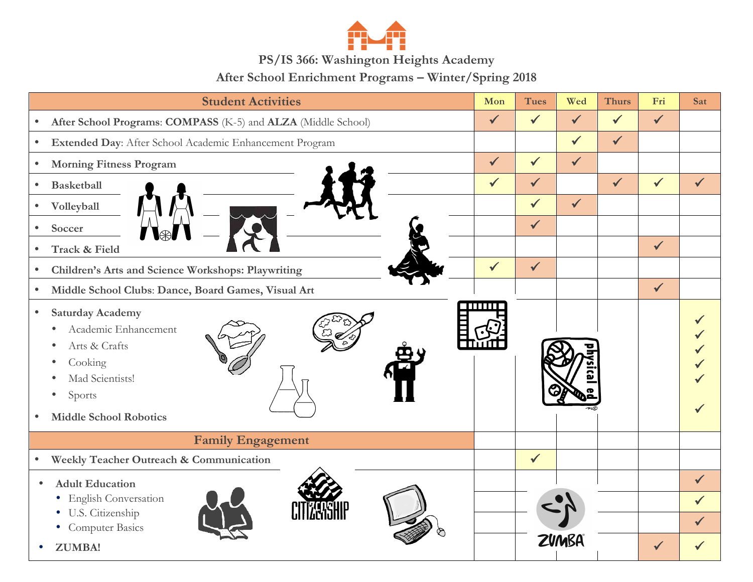# PS/IS 366: Washington Heights Academy

## After School Enrichment Programs – Winter/Spring 2018

| Student Activities | Mon | Tues | Wed | Thurs | Fri | Sat |
|---|---|---|---|---|---|---|
| • **After School Programs**: **COMPASS** (K-5) and **ALZA** (Middle School) | ✓ | ✓ | ✓ | ✓ | ✓ | |
| • **Extended Day**: After School Academic Enhancement Program | | | ✓ | ✓ | | |
| • **Morning Fitness Program** | ✓ | ✓ | ✓ | | | |
| • **Basketball** | ✓ | ✓ | | ✓ | ✓ | ✓ |
| • **Volleyball** | | ✓ | ✓ | | | |
| • **Soccer** | | ✓ | | | | |
| • **Track & Field** | | | | | ✓ | |
| • **Children's Arts and Science Workshops: Playwriting** | ✓ | ✓ | | | | |
| • **Middle School Clubs**: **Dance, Board Games, Visual Art** | | | | | ✓ | |
| • **Saturday Academy** | | | | | | |
| • Academic Enhancement | | | | | | ✓ |
| • Arts & Crafts | | | | | | ✓ |
| • Cooking | | | | | | ✓ |
| • Mad Scientists! | | | | | | ✓ |
| • Sports | | | | | | ✓ |
| • **Middle School Robotics** | | | | | | ✓ |
| **Family Engagement** | | | | | | |
| • **Weekly Teacher Outreach & Communication** | | ✓ | | | | |
| • **Adult Education** | | | | | | ✓ |
| • English Conversation | | | | | | ✓ |
| • U.S. Citizenship | | | | | | ✓ |
| • Computer Basics | | | | | | |
| • **ZUMBA!** | | | | | ✓ | ✓ |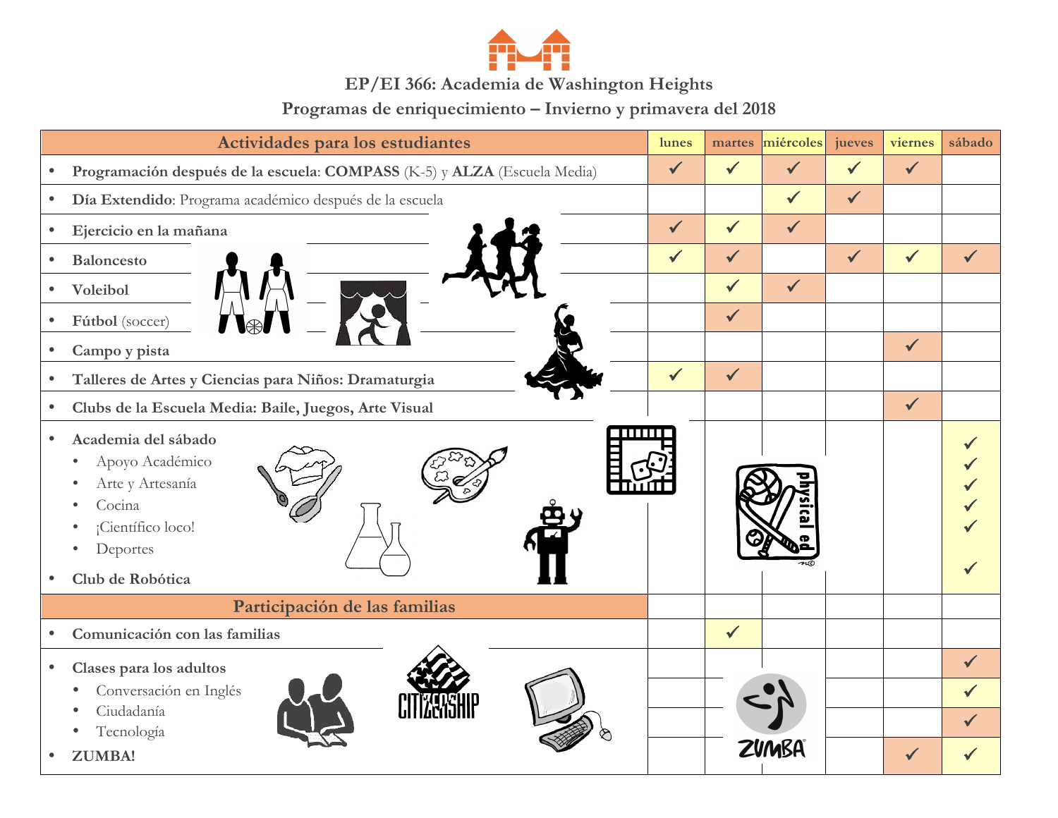# EP/EI 366: Academia de Washington Heights

## Programas de enriquecimiento – Invierno y primavera del 2018

| Actividades para los estudiantes | lunes | martes | miércoles | jueves | viernes | sábado |
|---|---|---|---|---|---|---|
| • **Programación después de la escuela**: **COMPASS** (K-5) y **ALZA** (Escuela Media) | ✓ | ✓ | ✓ | ✓ | ✓ | |
| • **Día Extendido**: Programa académico después de la escuela | | | ✓ | ✓ | | |
| • **Ejercicio en la mañana** | ✓ | ✓ | ✓ | | | |
| • **Baloncesto** | ✓ | ✓ | | ✓ | ✓ | ✓ |
| • **Voleibol** | | ✓ | ✓ | | | |
| • **Fútbol** (soccer) | | ✓ | | | | |
| • **Campo y pista** | | | | | ✓ | |
| • **Talleres de Artes y Ciencias para Niños: Dramaturgia** | ✓ | ✓ | | | | |
| • **Clubs de la Escuela Media: Baile, Juegos, Arte Visual** | | | | | ✓ | |
| • **Academia del sábado** | | | | | | |
| &nbsp;&nbsp;• Apoyo Académico | | | | | | ✓ |
| &nbsp;&nbsp;• Arte y Artesanía | | | | | | ✓ |
| &nbsp;&nbsp;• Cocina | | | | | | ✓ |
| &nbsp;&nbsp;• ¡Científico loco! | | | | | | ✓ |
| &nbsp;&nbsp;• Deportes | | | | | | ✓ |
| • **Club de Robótica** | | | | | | ✓ |
| **Participación de las familias** | | | | | | |
| • **Comunicación con las familias** | | ✓ | | | | |
| • **Clases para los adultos** | | | | | | ✓ |
| &nbsp;&nbsp;• Conversación en Inglés | | | | | | ✓ |
| &nbsp;&nbsp;• Ciudadanía | | | | | | ✓ |
| &nbsp;&nbsp;• Tecnología | | | | | | |
| • **ZUMBA!** | | | | | ✓ | ✓ |